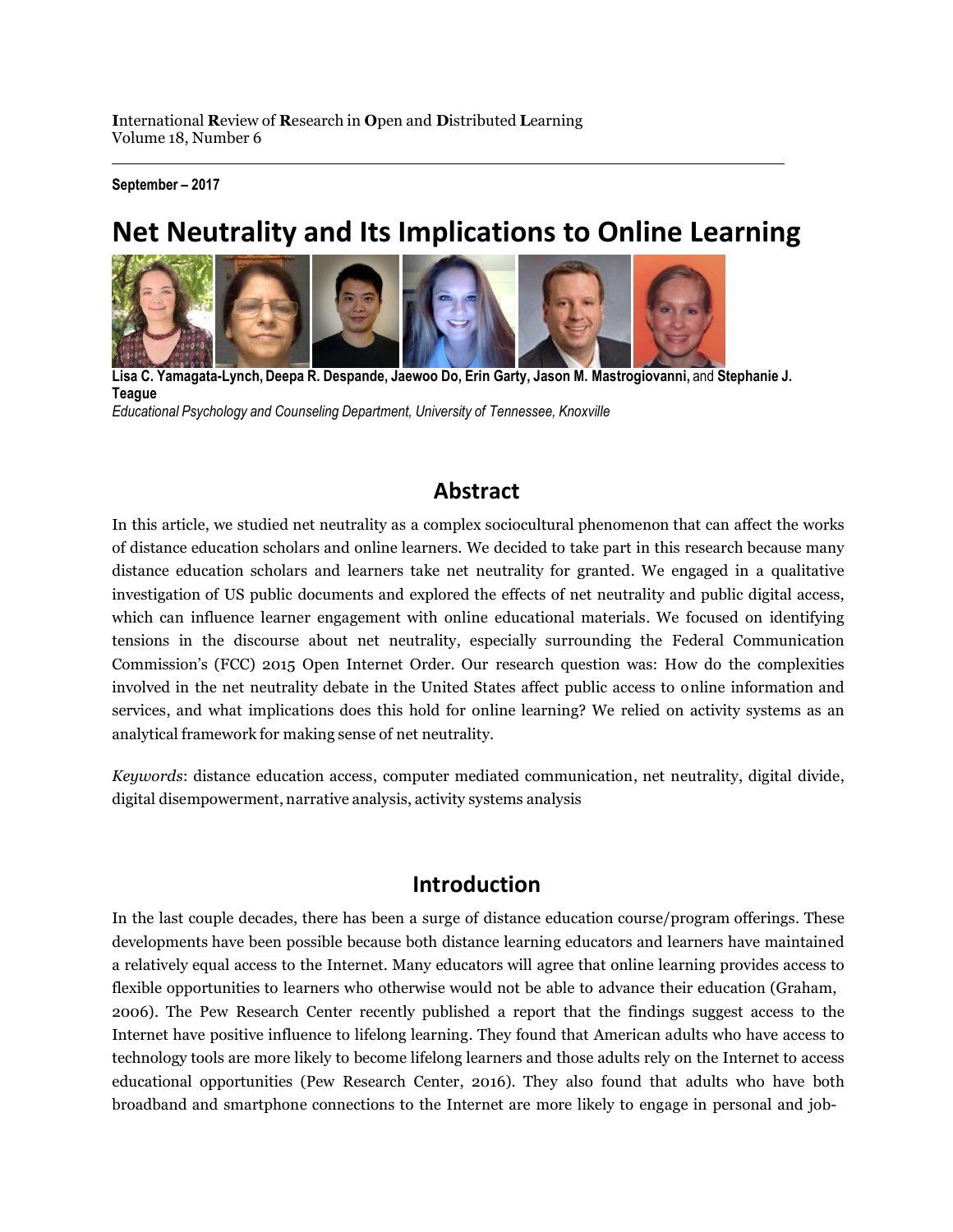**I**nternational **R**eview of **R**esearch in **O**pen and **D**istributed **L**earning
Volume 18, Number 6

**September – 2017**

# Net Neutrality and Its Implications to Online Learning

**Lisa C. Yamagata-Lynch, Deepa R. Despande, Jaewoo Do, Erin Garty, Jason M. Mastrogiovanni,** and **Stephanie J. Teague**
*Educational Psychology and Counseling Department, University of Tennessee, Knoxville*

## Abstract

In this article, we studied net neutrality as a complex sociocultural phenomenon that can affect the works of distance education scholars and online learners. We decided to take part in this research because many distance education scholars and learners take net neutrality for granted. We engaged in a qualitative investigation of US public documents and explored the effects of net neutrality and public digital access, which can influence learner engagement with online educational materials. We focused on identifying tensions in the discourse about net neutrality, especially surrounding the Federal Communication Commission's (FCC) 2015 Open Internet Order. Our research question was: How do the complexities involved in the net neutrality debate in the United States affect public access to online information and services, and what implications does this hold for online learning? We relied on activity systems as an analytical framework for making sense of net neutrality.

*Keywords*: distance education access, computer mediated communication, net neutrality, digital divide, digital disempowerment, narrative analysis, activity systems analysis

## Introduction

In the last couple decades, there has been a surge of distance education course/program offerings. These developments have been possible because both distance learning educators and learners have maintained a relatively equal access to the Internet. Many educators will agree that online learning provides access to flexible opportunities to learners who otherwise would not be able to advance their education (Graham, 2006). The Pew Research Center recently published a report that the findings suggest access to the Internet have positive influence to lifelong learning. They found that American adults who have access to technology tools are more likely to become lifelong learners and those adults rely on the Internet to access educational opportunities (Pew Research Center, 2016). They also found that adults who have both broadband and smartphone connections to the Internet are more likely to engage in personal and job-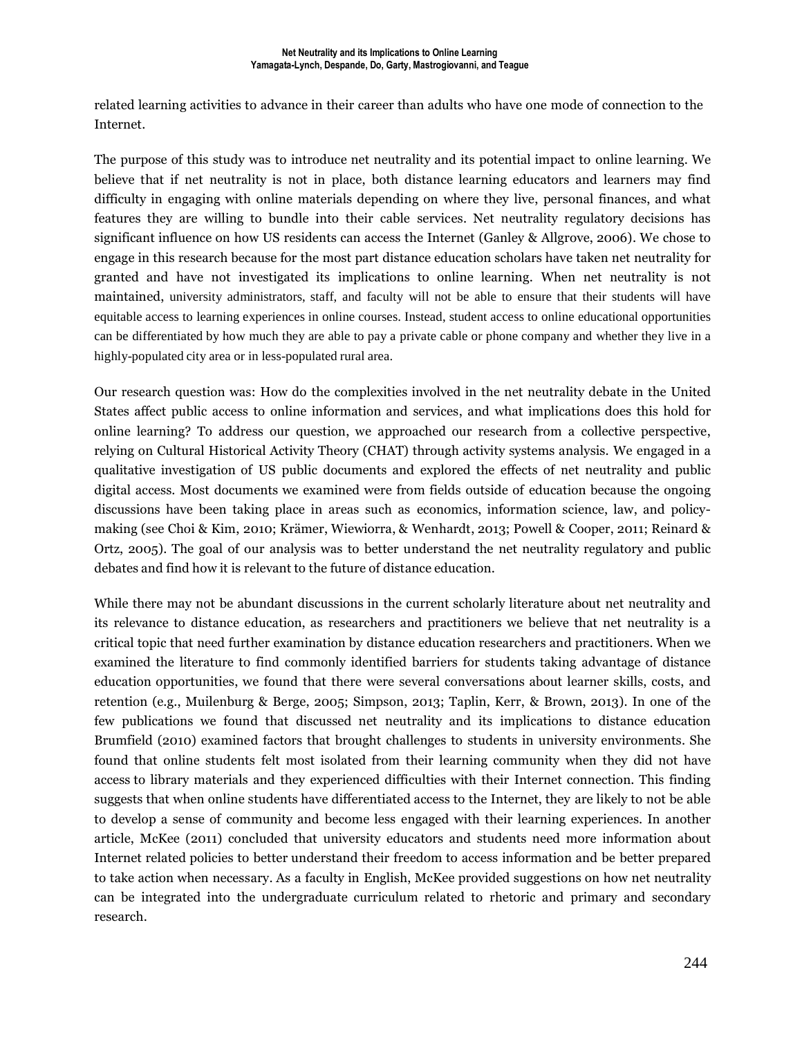related learning activities to advance in their career than adults who have one mode of connection to the Internet.

The purpose of this study was to introduce net neutrality and its potential impact to online learning. We believe that if net neutrality is not in place, both distance learning educators and learners may find difficulty in engaging with online materials depending on where they live, personal finances, and what features they are willing to bundle into their cable services. Net neutrality regulatory decisions has significant influence on how US residents can access the Internet (Ganley & Allgrove, 2006). We chose to engage in this research because for the most part distance education scholars have taken net neutrality for granted and have not investigated its implications to online learning. When net neutrality is not maintained, university administrators, staff, and faculty will not be able to ensure that their students will have equitable access to learning experiences in online courses. Instead, student access to online educational opportunities can be differentiated by how much they are able to pay a private cable or phone company and whether they live in a highly-populated city area or in less-populated rural area.

Our research question was: How do the complexities involved in the net neutrality debate in the United States affect public access to online information and services, and what implications does this hold for online learning? To address our question, we approached our research from a collective perspective, relying on Cultural Historical Activity Theory (CHAT) through activity systems analysis. We engaged in a qualitative investigation of US public documents and explored the effects of net neutrality and public digital access. Most documents we examined were from fields outside of education because the ongoing discussions have been taking place in areas such as economics, information science, law, and policy-making (see Choi & Kim, 2010; Krämer, Wiewiorra, & Wenhardt, 2013; Powell & Cooper, 2011; Reinard & Ortz, 2005). The goal of our analysis was to better understand the net neutrality regulatory and public debates and find how it is relevant to the future of distance education.

While there may not be abundant discussions in the current scholarly literature about net neutrality and its relevance to distance education, as researchers and practitioners we believe that net neutrality is a critical topic that need further examination by distance education researchers and practitioners. When we examined the literature to find commonly identified barriers for students taking advantage of distance education opportunities, we found that there were several conversations about learner skills, costs, and retention (e.g., Muilenburg & Berge, 2005; Simpson, 2013; Taplin, Kerr, & Brown, 2013). In one of the few publications we found that discussed net neutrality and its implications to distance education Brumfield (2010) examined factors that brought challenges to students in university environments. She found that online students felt most isolated from their learning community when they did not have access to library materials and they experienced difficulties with their Internet connection. This finding suggests that when online students have differentiated access to the Internet, they are likely to not be able to develop a sense of community and become less engaged with their learning experiences. In another article, McKee (2011) concluded that university educators and students need more information about Internet related policies to better understand their freedom to access information and be better prepared to take action when necessary. As a faculty in English, McKee provided suggestions on how net neutrality can be integrated into the undergraduate curriculum related to rhetoric and primary and secondary research.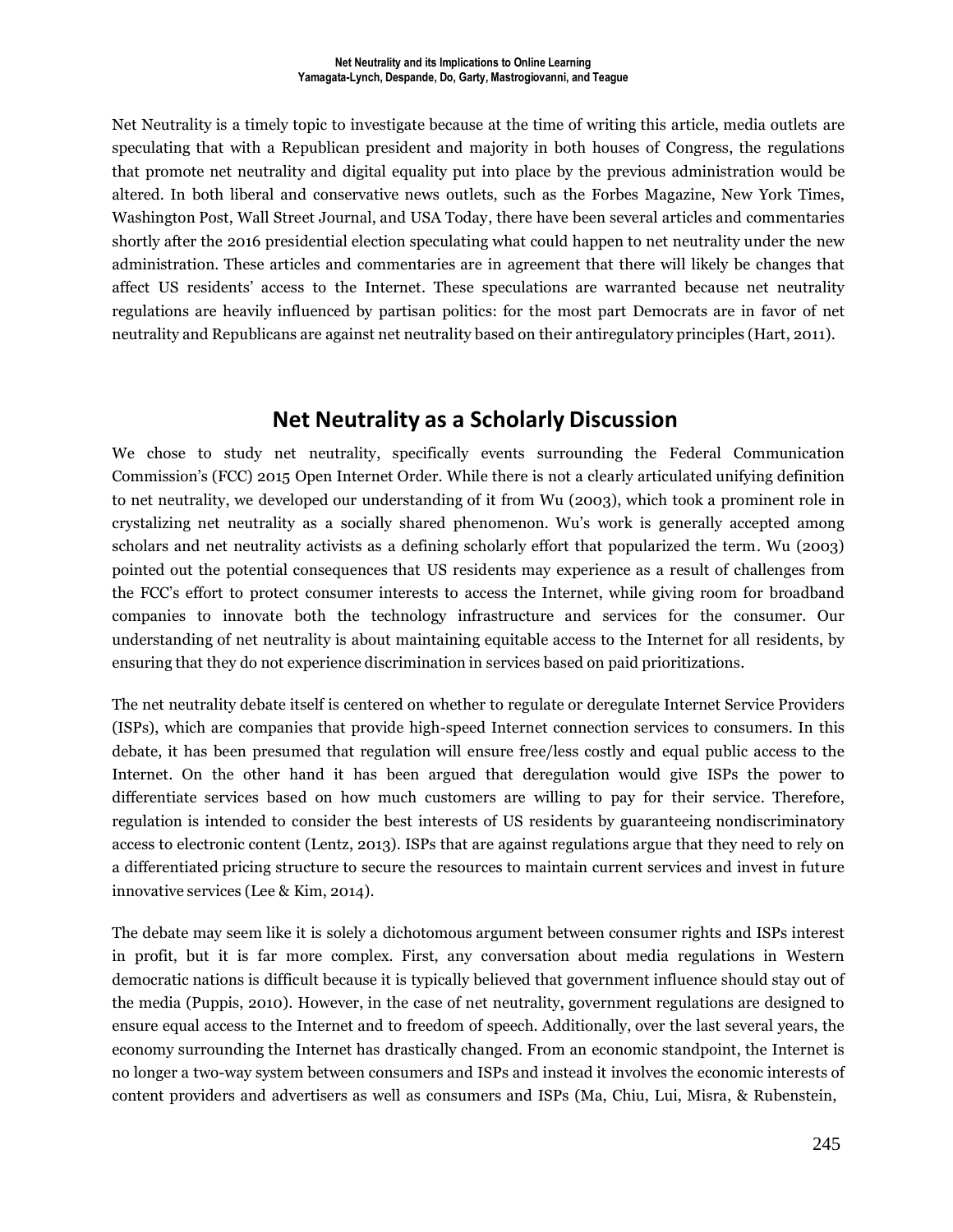Net Neutrality is a timely topic to investigate because at the time of writing this article, media outlets are speculating that with a Republican president and majority in both houses of Congress, the regulations that promote net neutrality and digital equality put into place by the previous administration would be altered. In both liberal and conservative news outlets, such as the Forbes Magazine, New York Times, Washington Post, Wall Street Journal, and USA Today, there have been several articles and commentaries shortly after the 2016 presidential election speculating what could happen to net neutrality under the new administration. These articles and commentaries are in agreement that there will likely be changes that affect US residents' access to the Internet. These speculations are warranted because net neutrality regulations are heavily influenced by partisan politics: for the most part Democrats are in favor of net neutrality and Republicans are against net neutrality based on their antiregulatory principles (Hart, 2011).

## Net Neutrality as a Scholarly Discussion

We chose to study net neutrality, specifically events surrounding the Federal Communication Commission's (FCC) 2015 Open Internet Order. While there is not a clearly articulated unifying definition to net neutrality, we developed our understanding of it from Wu (2003), which took a prominent role in crystalizing net neutrality as a socially shared phenomenon. Wu's work is generally accepted among scholars and net neutrality activists as a defining scholarly effort that popularized the term. Wu (2003) pointed out the potential consequences that US residents may experience as a result of challenges from the FCC's effort to protect consumer interests to access the Internet, while giving room for broadband companies to innovate both the technology infrastructure and services for the consumer. Our understanding of net neutrality is about maintaining equitable access to the Internet for all residents, by ensuring that they do not experience discrimination in services based on paid prioritizations.

The net neutrality debate itself is centered on whether to regulate or deregulate Internet Service Providers (ISPs), which are companies that provide high-speed Internet connection services to consumers. In this debate, it has been presumed that regulation will ensure free/less costly and equal public access to the Internet. On the other hand it has been argued that deregulation would give ISPs the power to differentiate services based on how much customers are willing to pay for their service. Therefore, regulation is intended to consider the best interests of US residents by guaranteeing nondiscriminatory access to electronic content (Lentz, 2013). ISPs that are against regulations argue that they need to rely on a differentiated pricing structure to secure the resources to maintain current services and invest in future innovative services (Lee & Kim, 2014).

The debate may seem like it is solely a dichotomous argument between consumer rights and ISPs interest in profit, but it is far more complex. First, any conversation about media regulations in Western democratic nations is difficult because it is typically believed that government influence should stay out of the media (Puppis, 2010). However, in the case of net neutrality, government regulations are designed to ensure equal access to the Internet and to freedom of speech. Additionally, over the last several years, the economy surrounding the Internet has drastically changed. From an economic standpoint, the Internet is no longer a two-way system between consumers and ISPs and instead it involves the economic interests of content providers and advertisers as well as consumers and ISPs (Ma, Chiu, Lui, Misra, & Rubenstein,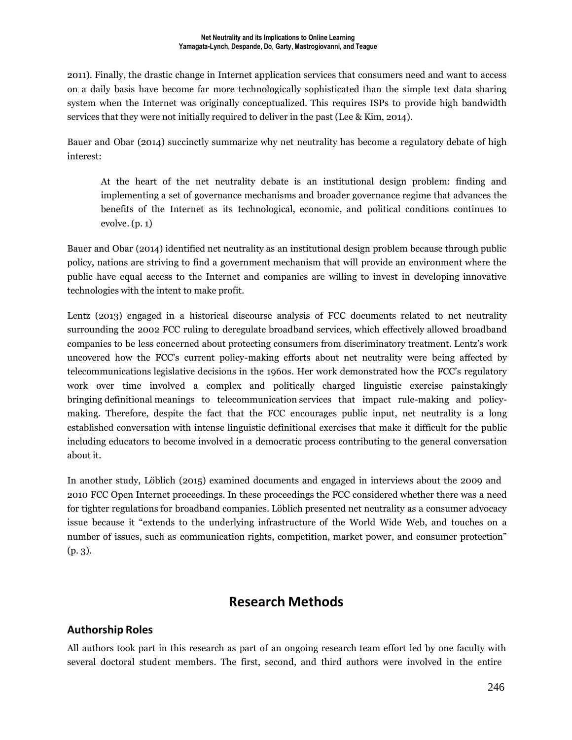2011). Finally, the drastic change in Internet application services that consumers need and want to access on a daily basis have become far more technologically sophisticated than the simple text data sharing system when the Internet was originally conceptualized. This requires ISPs to provide high bandwidth services that they were not initially required to deliver in the past (Lee & Kim, 2014).

Bauer and Obar (2014) succinctly summarize why net neutrality has become a regulatory debate of high interest:

> At the heart of the net neutrality debate is an institutional design problem: finding and implementing a set of governance mechanisms and broader governance regime that advances the benefits of the Internet as its technological, economic, and political conditions continues to evolve. (p. 1)

Bauer and Obar (2014) identified net neutrality as an institutional design problem because through public policy, nations are striving to find a government mechanism that will provide an environment where the public have equal access to the Internet and companies are willing to invest in developing innovative technologies with the intent to make profit.

Lentz (2013) engaged in a historical discourse analysis of FCC documents related to net neutrality surrounding the 2002 FCC ruling to deregulate broadband services, which effectively allowed broadband companies to be less concerned about protecting consumers from discriminatory treatment. Lentz's work uncovered how the FCC's current policy-making efforts about net neutrality were being affected by telecommunications legislative decisions in the 1960s. Her work demonstrated how the FCC's regulatory work over time involved a complex and politically charged linguistic exercise painstakingly bringing definitional meanings to telecommunication services that impact rule-making and policy-making. Therefore, despite the fact that the FCC encourages public input, net neutrality is a long established conversation with intense linguistic definitional exercises that make it difficult for the public including educators to become involved in a democratic process contributing to the general conversation about it.

In another study, Löblich (2015) examined documents and engaged in interviews about the 2009 and 2010 FCC Open Internet proceedings. In these proceedings the FCC considered whether there was a need for tighter regulations for broadband companies. Löblich presented net neutrality as a consumer advocacy issue because it "extends to the underlying infrastructure of the World Wide Web, and touches on a number of issues, such as communication rights, competition, market power, and consumer protection" (p. 3).

## Research Methods

### Authorship Roles

All authors took part in this research as part of an ongoing research team effort led by one faculty with several doctoral student members. The first, second, and third authors were involved in the entire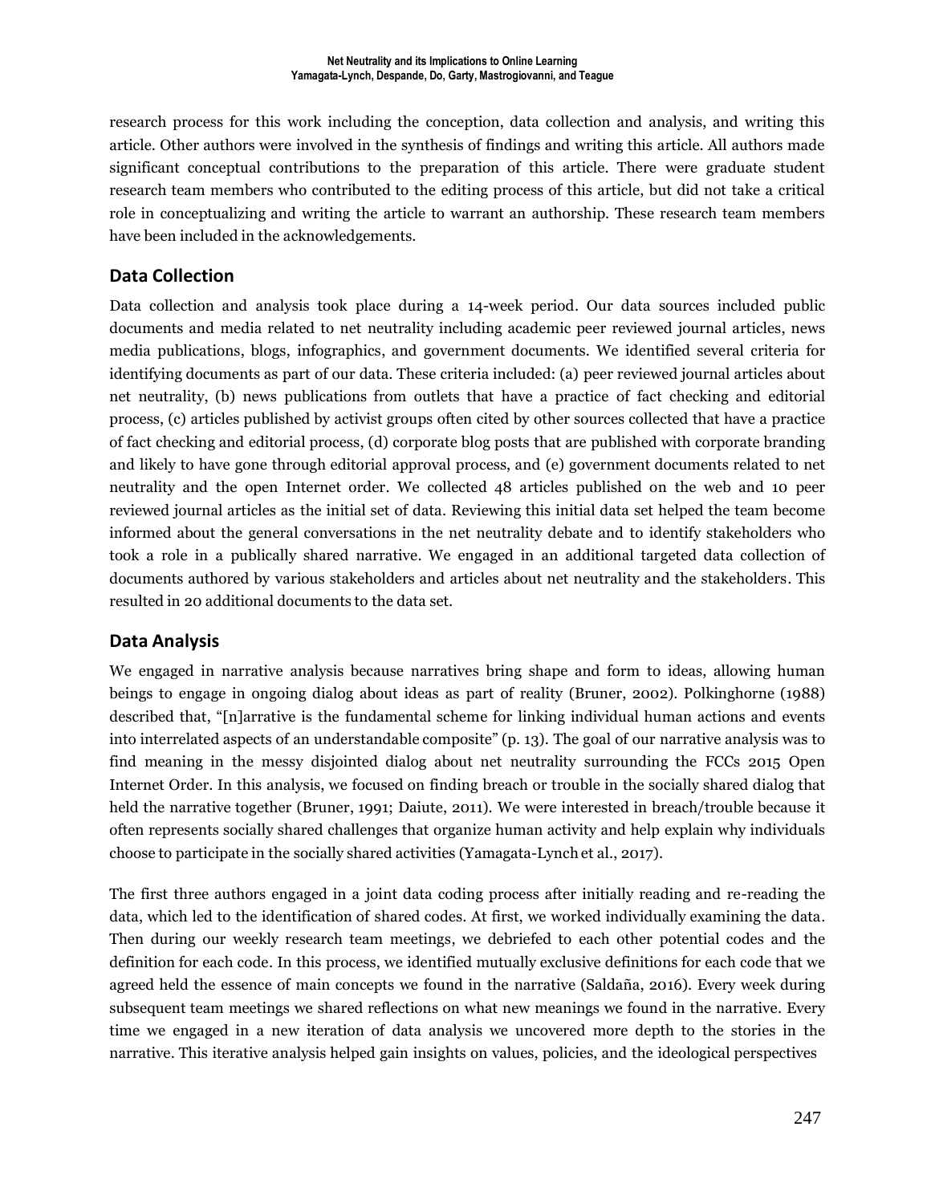research process for this work including the conception, data collection and analysis, and writing this article. Other authors were involved in the synthesis of findings and writing this article. All authors made significant conceptual contributions to the preparation of this article. There were graduate student research team members who contributed to the editing process of this article, but did not take a critical role in conceptualizing and writing the article to warrant an authorship. These research team members have been included in the acknowledgements.

## Data Collection

Data collection and analysis took place during a 14-week period. Our data sources included public documents and media related to net neutrality including academic peer reviewed journal articles, news media publications, blogs, infographics, and government documents. We identified several criteria for identifying documents as part of our data. These criteria included: (a) peer reviewed journal articles about net neutrality, (b) news publications from outlets that have a practice of fact checking and editorial process, (c) articles published by activist groups often cited by other sources collected that have a practice of fact checking and editorial process, (d) corporate blog posts that are published with corporate branding and likely to have gone through editorial approval process, and (e) government documents related to net neutrality and the open Internet order. We collected 48 articles published on the web and 10 peer reviewed journal articles as the initial set of data. Reviewing this initial data set helped the team become informed about the general conversations in the net neutrality debate and to identify stakeholders who took a role in a publically shared narrative. We engaged in an additional targeted data collection of documents authored by various stakeholders and articles about net neutrality and the stakeholders. This resulted in 20 additional documents to the data set.

## Data Analysis

We engaged in narrative analysis because narratives bring shape and form to ideas, allowing human beings to engage in ongoing dialog about ideas as part of reality (Bruner, 2002). Polkinghorne (1988) described that, "[n]arrative is the fundamental scheme for linking individual human actions and events into interrelated aspects of an understandable composite" (p. 13). The goal of our narrative analysis was to find meaning in the messy disjointed dialog about net neutrality surrounding the FCCs 2015 Open Internet Order. In this analysis, we focused on finding breach or trouble in the socially shared dialog that held the narrative together (Bruner, 1991; Daiute, 2011). We were interested in breach/trouble because it often represents socially shared challenges that organize human activity and help explain why individuals choose to participate in the socially shared activities (Yamagata-Lynch et al., 2017).

The first three authors engaged in a joint data coding process after initially reading and re-reading the data, which led to the identification of shared codes. At first, we worked individually examining the data. Then during our weekly research team meetings, we debriefed to each other potential codes and the definition for each code. In this process, we identified mutually exclusive definitions for each code that we agreed held the essence of main concepts we found in the narrative (Saldaña, 2016). Every week during subsequent team meetings we shared reflections on what new meanings we found in the narrative. Every time we engaged in a new iteration of data analysis we uncovered more depth to the stories in the narrative. This iterative analysis helped gain insights on values, policies, and the ideological perspectives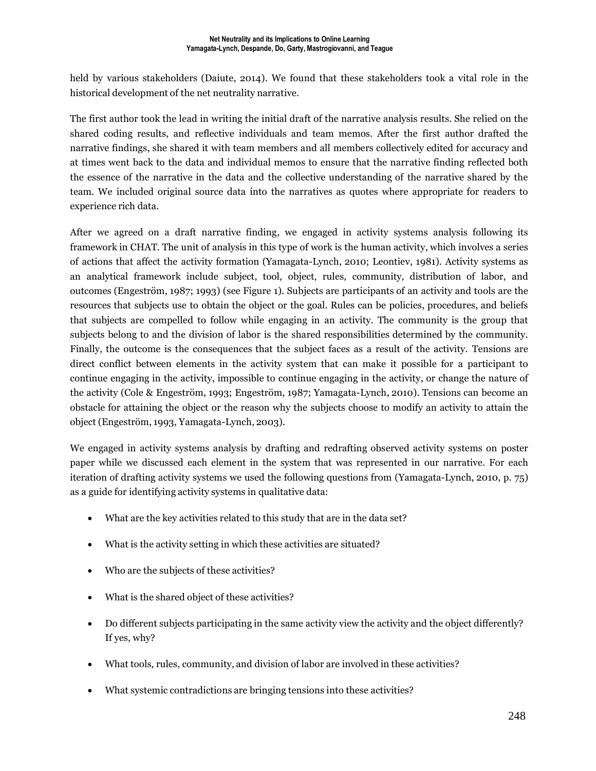held by various stakeholders (Daiute, 2014). We found that these stakeholders took a vital role in the historical development of the net neutrality narrative.

The first author took the lead in writing the initial draft of the narrative analysis results. She relied on the shared coding results, and reflective individuals and team memos. After the first author drafted the narrative findings, she shared it with team members and all members collectively edited for accuracy and at times went back to the data and individual memos to ensure that the narrative finding reflected both the essence of the narrative in the data and the collective understanding of the narrative shared by the team. We included original source data into the narratives as quotes where appropriate for readers to experience rich data.

After we agreed on a draft narrative finding, we engaged in activity systems analysis following its framework in CHAT. The unit of analysis in this type of work is the human activity, which involves a series of actions that affect the activity formation (Yamagata-Lynch, 2010; Leontiev, 1981). Activity systems as an analytical framework include subject, tool, object, rules, community, distribution of labor, and outcomes (Engeström, 1987; 1993) (see Figure 1). Subjects are participants of an activity and tools are the resources that subjects use to obtain the object or the goal. Rules can be policies, procedures, and beliefs that subjects are compelled to follow while engaging in an activity. The community is the group that subjects belong to and the division of labor is the shared responsibilities determined by the community. Finally, the outcome is the consequences that the subject faces as a result of the activity. Tensions are direct conflict between elements in the activity system that can make it possible for a participant to continue engaging in the activity, impossible to continue engaging in the activity, or change the nature of the activity (Cole & Engeström, 1993; Engeström, 1987; Yamagata-Lynch, 2010). Tensions can become an obstacle for attaining the object or the reason why the subjects choose to modify an activity to attain the object (Engeström, 1993, Yamagata-Lynch, 2003).

We engaged in activity systems analysis by drafting and redrafting observed activity systems on poster paper while we discussed each element in the system that was represented in our narrative. For each iteration of drafting activity systems we used the following questions from (Yamagata-Lynch, 2010, p. 75) as a guide for identifying activity systems in qualitative data:

- What are the key activities related to this study that are in the data set?
- What is the activity setting in which these activities are situated?
- Who are the subjects of these activities?
- What is the shared object of these activities?
- Do different subjects participating in the same activity view the activity and the object differently? If yes, why?
- What tools, rules, community, and division of labor are involved in these activities?
- What systemic contradictions are bringing tensions into these activities?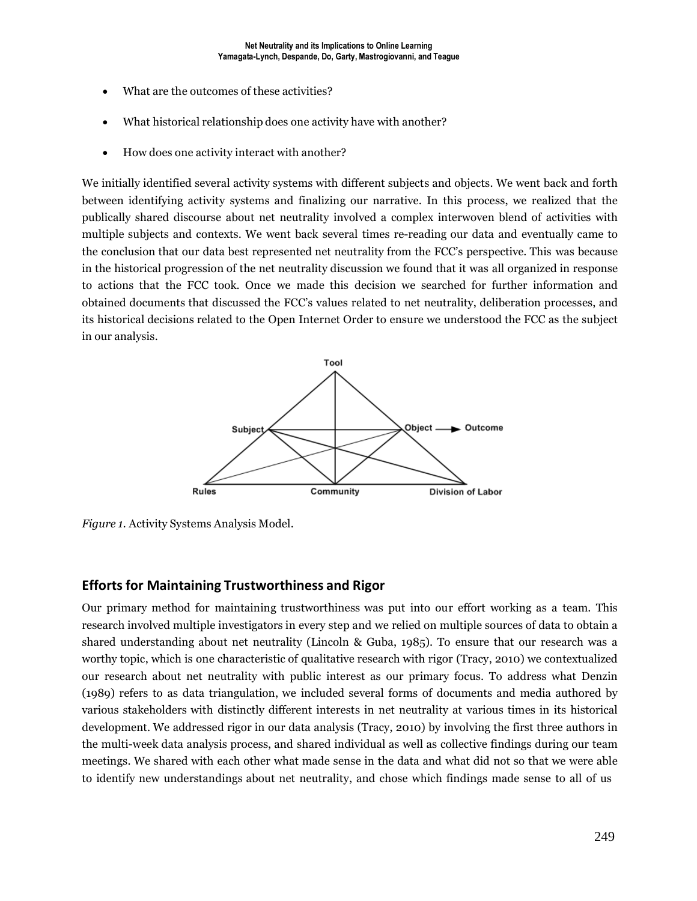- What are the outcomes of these activities?
- What historical relationship does one activity have with another?
- How does one activity interact with another?

We initially identified several activity systems with different subjects and objects. We went back and forth between identifying activity systems and finalizing our narrative. In this process, we realized that the publically shared discourse about net neutrality involved a complex interwoven blend of activities with multiple subjects and contexts. We went back several times re-reading our data and eventually came to the conclusion that our data best represented net neutrality from the FCC's perspective. This was because in the historical progression of the net neutrality discussion we found that it was all organized in response to actions that the FCC took. Once we made this decision we searched for further information and obtained documents that discussed the FCC's values related to net neutrality, deliberation processes, and its historical decisions related to the Open Internet Order to ensure we understood the FCC as the subject in our analysis.

*Figure 1.* Activity Systems Analysis Model.

## Efforts for Maintaining Trustworthiness and Rigor

Our primary method for maintaining trustworthiness was put into our effort working as a team. This research involved multiple investigators in every step and we relied on multiple sources of data to obtain a shared understanding about net neutrality (Lincoln & Guba, 1985). To ensure that our research was a worthy topic, which is one characteristic of qualitative research with rigor (Tracy, 2010) we contextualized our research about net neutrality with public interest as our primary focus. To address what Denzin (1989) refers to as data triangulation, we included several forms of documents and media authored by various stakeholders with distinctly different interests in net neutrality at various times in its historical development. We addressed rigor in our data analysis (Tracy, 2010) by involving the first three authors in the multi-week data analysis process, and shared individual as well as collective findings during our team meetings. We shared with each other what made sense in the data and what did not so that we were able to identify new understandings about net neutrality, and chose which findings made sense to all of us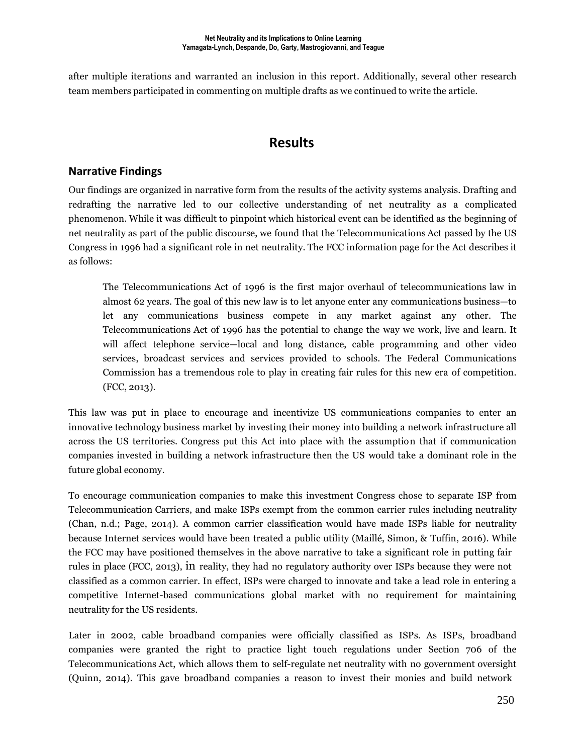after multiple iterations and warranted an inclusion in this report. Additionally, several other research team members participated in commenting on multiple drafts as we continued to write the article.

# Results

## Narrative Findings

Our findings are organized in narrative form from the results of the activity systems analysis. Drafting and redrafting the narrative led to our collective understanding of net neutrality as a complicated phenomenon. While it was difficult to pinpoint which historical event can be identified as the beginning of net neutrality as part of the public discourse, we found that the Telecommunications Act passed by the US Congress in 1996 had a significant role in net neutrality. The FCC information page for the Act describes it as follows:

> The Telecommunications Act of 1996 is the first major overhaul of telecommunications law in almost 62 years. The goal of this new law is to let anyone enter any communications business—to let any communications business compete in any market against any other. The Telecommunications Act of 1996 has the potential to change the way we work, live and learn. It will affect telephone service—local and long distance, cable programming and other video services, broadcast services and services provided to schools. The Federal Communications Commission has a tremendous role to play in creating fair rules for this new era of competition. (FCC, 2013).

This law was put in place to encourage and incentivize US communications companies to enter an innovative technology business market by investing their money into building a network infrastructure all across the US territories. Congress put this Act into place with the assumption that if communication companies invested in building a network infrastructure then the US would take a dominant role in the future global economy.

To encourage communication companies to make this investment Congress chose to separate ISP from Telecommunication Carriers, and make ISPs exempt from the common carrier rules including neutrality (Chan, n.d.; Page, 2014). A common carrier classification would have made ISPs liable for neutrality because Internet services would have been treated a public utility (Maillé, Simon, & Tuffin, 2016). While the FCC may have positioned themselves in the above narrative to take a significant role in putting fair rules in place (FCC, 2013), in reality, they had no regulatory authority over ISPs because they were not classified as a common carrier. In effect, ISPs were charged to innovate and take a lead role in entering a competitive Internet-based communications global market with no requirement for maintaining neutrality for the US residents.

Later in 2002, cable broadband companies were officially classified as ISPs. As ISPs, broadband companies were granted the right to practice light touch regulations under Section 706 of the Telecommunications Act, which allows them to self-regulate net neutrality with no government oversight (Quinn, 2014). This gave broadband companies a reason to invest their monies and build network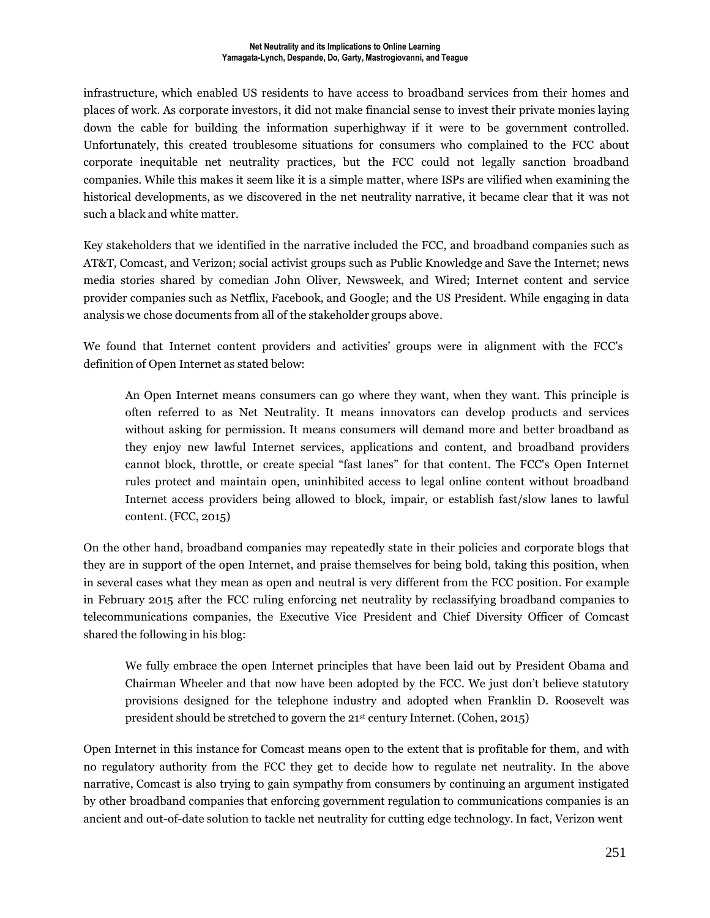infrastructure, which enabled US residents to have access to broadband services from their homes and places of work. As corporate investors, it did not make financial sense to invest their private monies laying down the cable for building the information superhighway if it were to be government controlled. Unfortunately, this created troublesome situations for consumers who complained to the FCC about corporate inequitable net neutrality practices, but the FCC could not legally sanction broadband companies. While this makes it seem like it is a simple matter, where ISPs are vilified when examining the historical developments, as we discovered in the net neutrality narrative, it became clear that it was not such a black and white matter.

Key stakeholders that we identified in the narrative included the FCC, and broadband companies such as AT&T, Comcast, and Verizon; social activist groups such as Public Knowledge and Save the Internet; news media stories shared by comedian John Oliver, Newsweek, and Wired; Internet content and service provider companies such as Netflix, Facebook, and Google; and the US President. While engaging in data analysis we chose documents from all of the stakeholder groups above.

We found that Internet content providers and activities' groups were in alignment with the FCC's definition of Open Internet as stated below:

> An Open Internet means consumers can go where they want, when they want. This principle is often referred to as Net Neutrality. It means innovators can develop products and services without asking for permission. It means consumers will demand more and better broadband as they enjoy new lawful Internet services, applications and content, and broadband providers cannot block, throttle, or create special "fast lanes" for that content. The FCC's Open Internet rules protect and maintain open, uninhibited access to legal online content without broadband Internet access providers being allowed to block, impair, or establish fast/slow lanes to lawful content. (FCC, 2015)

On the other hand, broadband companies may repeatedly state in their policies and corporate blogs that they are in support of the open Internet, and praise themselves for being bold, taking this position, when in several cases what they mean as open and neutral is very different from the FCC position. For example in February 2015 after the FCC ruling enforcing net neutrality by reclassifying broadband companies to telecommunications companies, the Executive Vice President and Chief Diversity Officer of Comcast shared the following in his blog:

> We fully embrace the open Internet principles that have been laid out by President Obama and Chairman Wheeler and that now have been adopted by the FCC. We just don't believe statutory provisions designed for the telephone industry and adopted when Franklin D. Roosevelt was president should be stretched to govern the 21st century Internet. (Cohen, 2015)

Open Internet in this instance for Comcast means open to the extent that is profitable for them, and with no regulatory authority from the FCC they get to decide how to regulate net neutrality. In the above narrative, Comcast is also trying to gain sympathy from consumers by continuing an argument instigated by other broadband companies that enforcing government regulation to communications companies is an ancient and out-of-date solution to tackle net neutrality for cutting edge technology. In fact, Verizon went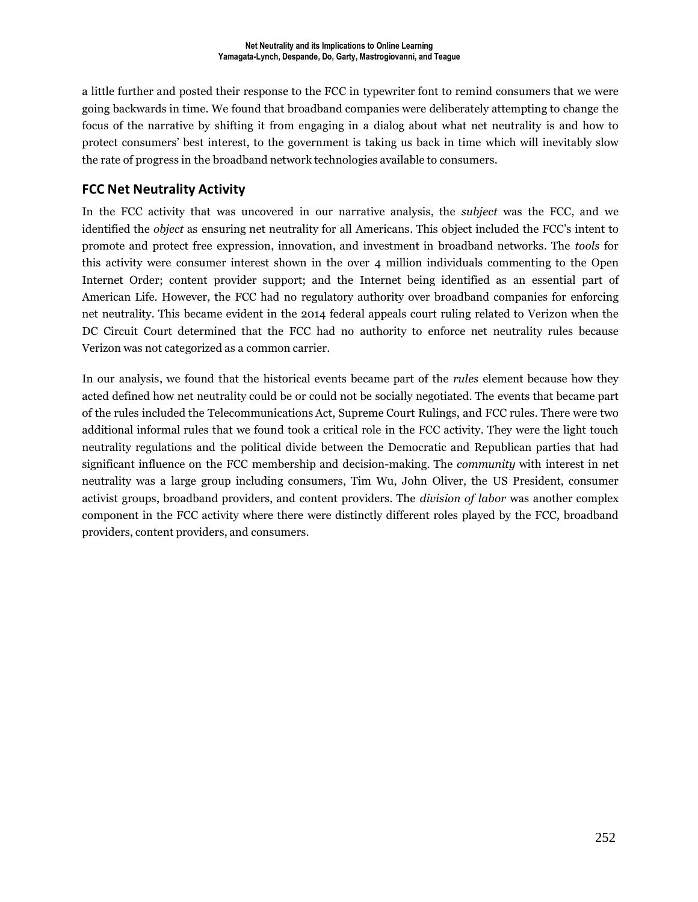a little further and posted their response to the FCC in typewriter font to remind consumers that we were going backwards in time. We found that broadband companies were deliberately attempting to change the focus of the narrative by shifting it from engaging in a dialog about what net neutrality is and how to protect consumers' best interest, to the government is taking us back in time which will inevitably slow the rate of progress in the broadband network technologies available to consumers.

## FCC Net Neutrality Activity

In the FCC activity that was uncovered in our narrative analysis, the *subject* was the FCC, and we identified the *object* as ensuring net neutrality for all Americans. This object included the FCC's intent to promote and protect free expression, innovation, and investment in broadband networks. The *tools* for this activity were consumer interest shown in the over 4 million individuals commenting to the Open Internet Order; content provider support; and the Internet being identified as an essential part of American Life. However, the FCC had no regulatory authority over broadband companies for enforcing net neutrality. This became evident in the 2014 federal appeals court ruling related to Verizon when the DC Circuit Court determined that the FCC had no authority to enforce net neutrality rules because Verizon was not categorized as a common carrier.

In our analysis, we found that the historical events became part of the *rules* element because how they acted defined how net neutrality could be or could not be socially negotiated. The events that became part of the rules included the Telecommunications Act, Supreme Court Rulings, and FCC rules. There were two additional informal rules that we found took a critical role in the FCC activity. They were the light touch neutrality regulations and the political divide between the Democratic and Republican parties that had significant influence on the FCC membership and decision-making. The *community* with interest in net neutrality was a large group including consumers, Tim Wu, John Oliver, the US President, consumer activist groups, broadband providers, and content providers. The *division of labor* was another complex component in the FCC activity where there were distinctly different roles played by the FCC, broadband providers, content providers, and consumers.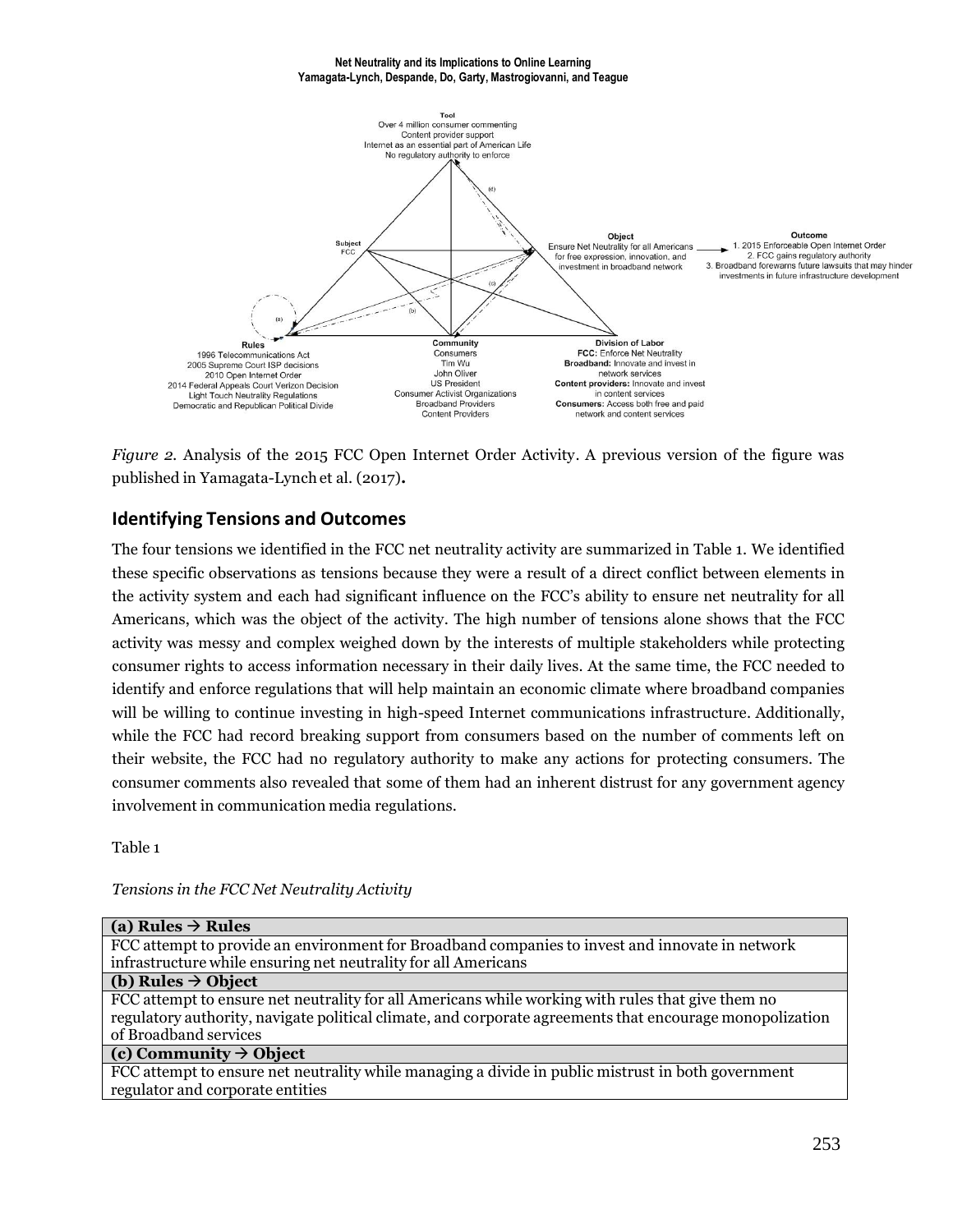*Figure 2.* Analysis of the 2015 FCC Open Internet Order Activity. A previous version of the figure was published in Yamagata-Lynch et al. (2017)**.**

## Identifying Tensions and Outcomes

The four tensions we identified in the FCC net neutrality activity are summarized in Table 1. We identified these specific observations as tensions because they were a result of a direct conflict between elements in the activity system and each had significant influence on the FCC's ability to ensure net neutrality for all Americans, which was the object of the activity. The high number of tensions alone shows that the FCC activity was messy and complex weighed down by the interests of multiple stakeholders while protecting consumer rights to access information necessary in their daily lives. At the same time, the FCC needed to identify and enforce regulations that will help maintain an economic climate where broadband companies will be willing to continue investing in high-speed Internet communications infrastructure. Additionally, while the FCC had record breaking support from consumers based on the number of comments left on their website, the FCC had no regulatory authority to make any actions for protecting consumers. The consumer comments also revealed that some of them had an inherent distrust for any government agency involvement in communication media regulations.

Table 1

*Tensions in the FCC Net Neutrality Activity*

| **(a) Rules → Rules** |
|---|
| FCC attempt to provide an environment for Broadband companies to invest and innovate in network infrastructure while ensuring net neutrality for all Americans |
| **(b) Rules → Object** |
| FCC attempt to ensure net neutrality for all Americans while working with rules that give them no regulatory authority, navigate political climate, and corporate agreements that encourage monopolization of Broadband services |
| **(c) Community → Object** |
| FCC attempt to ensure net neutrality while managing a divide in public mistrust in both government regulator and corporate entities |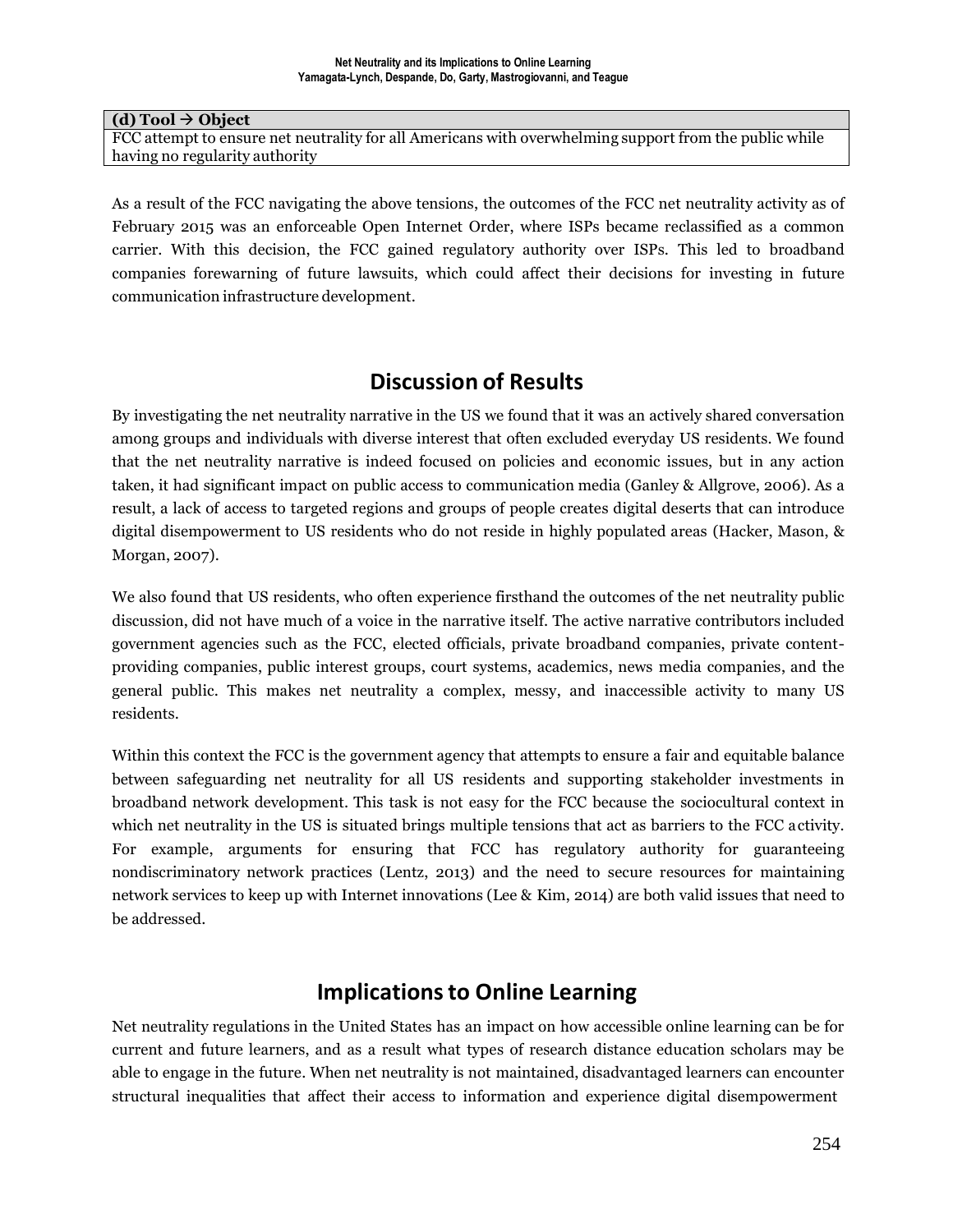| (d) Tool → Object |
| --- |
| FCC attempt to ensure net neutrality for all Americans with overwhelming support from the public while having no regularity authority |

As a result of the FCC navigating the above tensions, the outcomes of the FCC net neutrality activity as of February 2015 was an enforceable Open Internet Order, where ISPs became reclassified as a common carrier. With this decision, the FCC gained regulatory authority over ISPs. This led to broadband companies forewarning of future lawsuits, which could affect their decisions for investing in future communication infrastructure development.

## Discussion of Results

By investigating the net neutrality narrative in the US we found that it was an actively shared conversation among groups and individuals with diverse interest that often excluded everyday US residents. We found that the net neutrality narrative is indeed focused on policies and economic issues, but in any action taken, it had significant impact on public access to communication media (Ganley & Allgrove, 2006). As a result, a lack of access to targeted regions and groups of people creates digital deserts that can introduce digital disempowerment to US residents who do not reside in highly populated areas (Hacker, Mason, & Morgan, 2007).

We also found that US residents, who often experience firsthand the outcomes of the net neutrality public discussion, did not have much of a voice in the narrative itself. The active narrative contributors included government agencies such as the FCC, elected officials, private broadband companies, private content-providing companies, public interest groups, court systems, academics, news media companies, and the general public. This makes net neutrality a complex, messy, and inaccessible activity to many US residents.

Within this context the FCC is the government agency that attempts to ensure a fair and equitable balance between safeguarding net neutrality for all US residents and supporting stakeholder investments in broadband network development. This task is not easy for the FCC because the sociocultural context in which net neutrality in the US is situated brings multiple tensions that act as barriers to the FCC activity. For example, arguments for ensuring that FCC has regulatory authority for guaranteeing nondiscriminatory network practices (Lentz, 2013) and the need to secure resources for maintaining network services to keep up with Internet innovations (Lee & Kim, 2014) are both valid issues that need to be addressed.

## Implications to Online Learning

Net neutrality regulations in the United States has an impact on how accessible online learning can be for current and future learners, and as a result what types of research distance education scholars may be able to engage in the future. When net neutrality is not maintained, disadvantaged learners can encounter structural inequalities that affect their access to information and experience digital disempowerment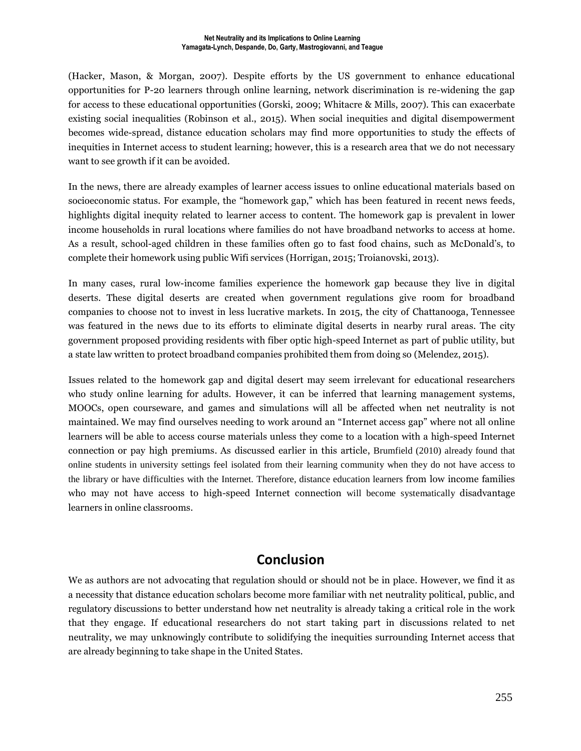(Hacker, Mason, & Morgan, 2007). Despite efforts by the US government to enhance educational opportunities for P-20 learners through online learning, network discrimination is re-widening the gap for access to these educational opportunities (Gorski, 2009; Whitacre & Mills, 2007). This can exacerbate existing social inequalities (Robinson et al., 2015). When social inequities and digital disempowerment becomes wide-spread, distance education scholars may find more opportunities to study the effects of inequities in Internet access to student learning; however, this is a research area that we do not necessary want to see growth if it can be avoided.

In the news, there are already examples of learner access issues to online educational materials based on socioeconomic status. For example, the "homework gap," which has been featured in recent news feeds, highlights digital inequity related to learner access to content. The homework gap is prevalent in lower income households in rural locations where families do not have broadband networks to access at home. As a result, school-aged children in these families often go to fast food chains, such as McDonald's, to complete their homework using public Wifi services (Horrigan, 2015; Troianovski, 2013).

In many cases, rural low-income families experience the homework gap because they live in digital deserts. These digital deserts are created when government regulations give room for broadband companies to choose not to invest in less lucrative markets. In 2015, the city of Chattanooga, Tennessee was featured in the news due to its efforts to eliminate digital deserts in nearby rural areas. The city government proposed providing residents with fiber optic high-speed Internet as part of public utility, but a state law written to protect broadband companies prohibited them from doing so (Melendez, 2015).

Issues related to the homework gap and digital desert may seem irrelevant for educational researchers who study online learning for adults. However, it can be inferred that learning management systems, MOOCs, open courseware, and games and simulations will all be affected when net neutrality is not maintained. We may find ourselves needing to work around an "Internet access gap" where not all online learners will be able to access course materials unless they come to a location with a high-speed Internet connection or pay high premiums. As discussed earlier in this article, Brumfield (2010) already found that online students in university settings feel isolated from their learning community when they do not have access to the library or have difficulties with the Internet. Therefore, distance education learners from low income families who may not have access to high-speed Internet connection will become systematically disadvantage learners in online classrooms.

## Conclusion

We as authors are not advocating that regulation should or should not be in place. However, we find it as a necessity that distance education scholars become more familiar with net neutrality political, public, and regulatory discussions to better understand how net neutrality is already taking a critical role in the work that they engage. If educational researchers do not start taking part in discussions related to net neutrality, we may unknowingly contribute to solidifying the inequities surrounding Internet access that are already beginning to take shape in the United States.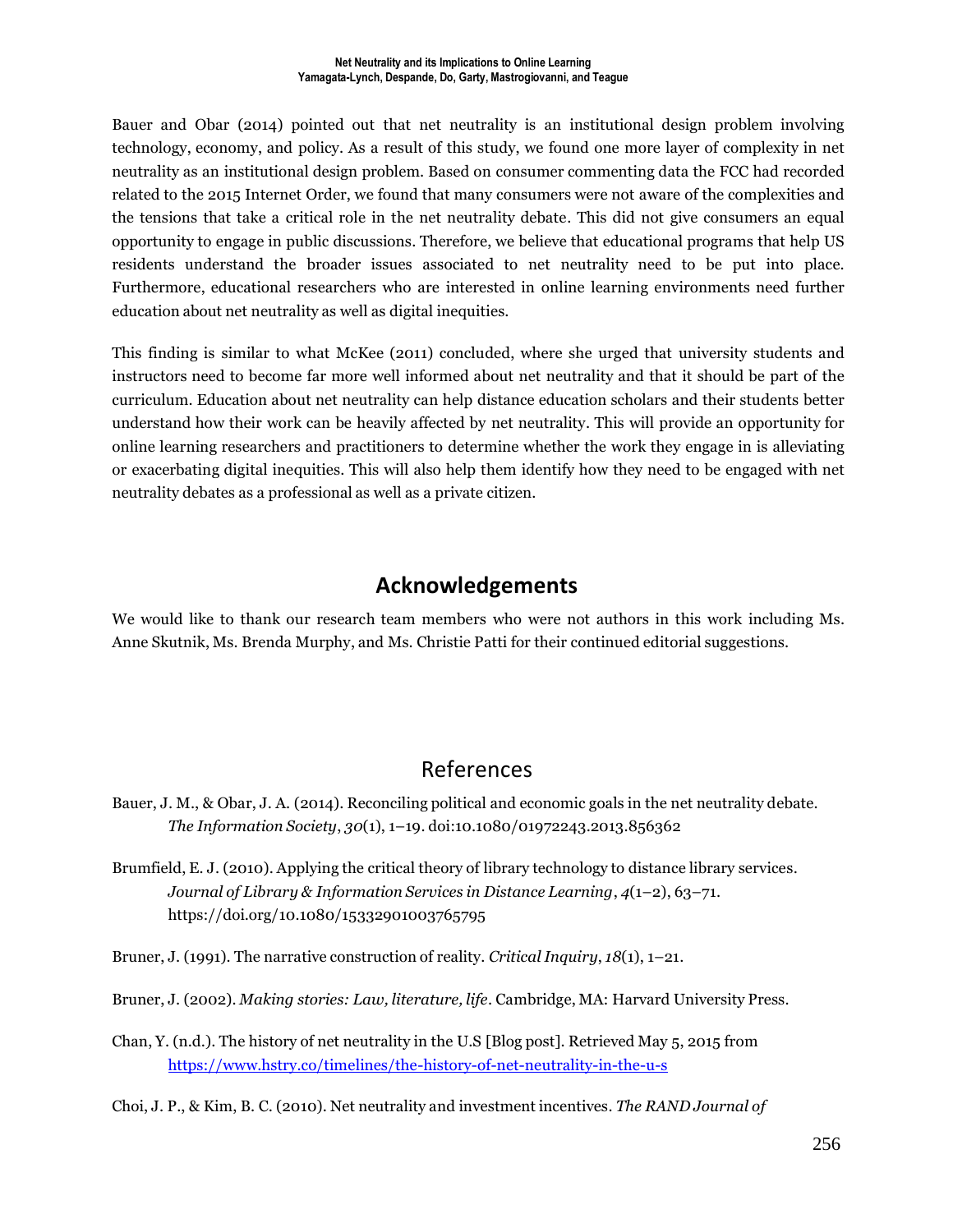Bauer and Obar (2014) pointed out that net neutrality is an institutional design problem involving technology, economy, and policy. As a result of this study, we found one more layer of complexity in net neutrality as an institutional design problem. Based on consumer commenting data the FCC had recorded related to the 2015 Internet Order, we found that many consumers were not aware of the complexities and the tensions that take a critical role in the net neutrality debate. This did not give consumers an equal opportunity to engage in public discussions. Therefore, we believe that educational programs that help US residents understand the broader issues associated to net neutrality need to be put into place. Furthermore, educational researchers who are interested in online learning environments need further education about net neutrality as well as digital inequities.

This finding is similar to what McKee (2011) concluded, where she urged that university students and instructors need to become far more well informed about net neutrality and that it should be part of the curriculum. Education about net neutrality can help distance education scholars and their students better understand how their work can be heavily affected by net neutrality. This will provide an opportunity for online learning researchers and practitioners to determine whether the work they engage in is alleviating or exacerbating digital inequities. This will also help them identify how they need to be engaged with net neutrality debates as a professional as well as a private citizen.

## Acknowledgements

We would like to thank our research team members who were not authors in this work including Ms. Anne Skutnik, Ms. Brenda Murphy, and Ms. Christie Patti for their continued editorial suggestions.

## References

Bauer, J. M., & Obar, J. A. (2014). Reconciling political and economic goals in the net neutrality debate. *The Information Society*, *30*(1), 1–19. doi:10.1080/01972243.2013.856362

Brumfield, E. J. (2010). Applying the critical theory of library technology to distance library services. *Journal of Library & Information Services in Distance Learning*, *4*(1–2), 63–71. https://doi.org/10.1080/15332901003765795

Bruner, J. (1991). The narrative construction of reality. *Critical Inquiry*, *18*(1), 1–21.

Bruner, J. (2002). *Making stories: Law, literature, life*. Cambridge, MA: Harvard University Press.

Chan, Y. (n.d.). The history of net neutrality in the U.S [Blog post]. Retrieved May 5, 2015 from https://www.hstry.co/timelines/the-history-of-net-neutrality-in-the-u-s

Choi, J. P., & Kim, B. C. (2010). Net neutrality and investment incentives. *The RAND Journal of*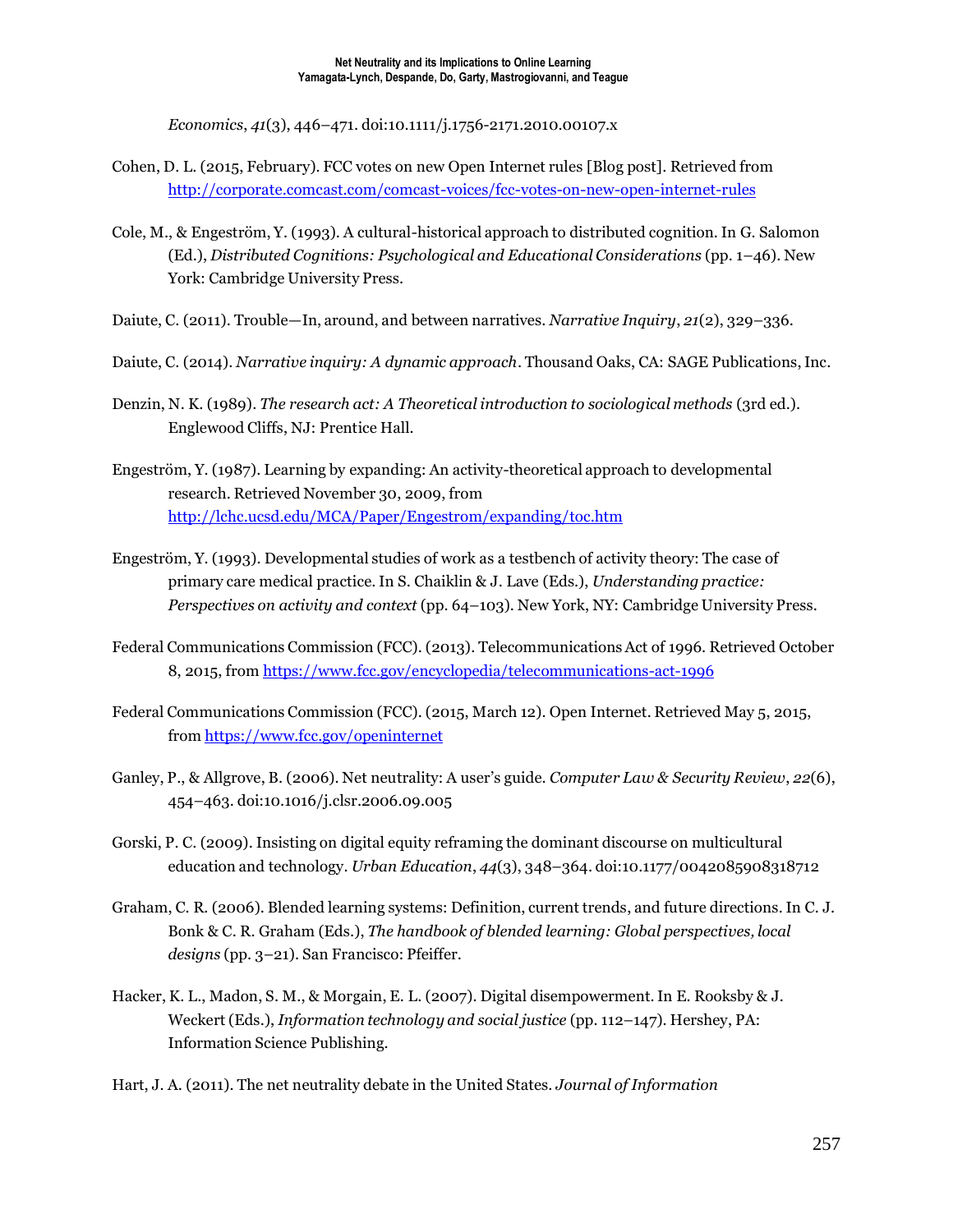*Economics*, *41*(3), 446–471. doi:10.1111/j.1756-2171.2010.00107.x

Cohen, D. L. (2015, February). FCC votes on new Open Internet rules [Blog post]. Retrieved from http://corporate.comcast.com/comcast-voices/fcc-votes-on-new-open-internet-rules

Cole, M., & Engeström, Y. (1993). A cultural-historical approach to distributed cognition. In G. Salomon (Ed.), *Distributed Cognitions: Psychological and Educational Considerations* (pp. 1–46). New York: Cambridge University Press.

Daiute, C. (2011). Trouble—In, around, and between narratives. *Narrative Inquiry*, *21*(2), 329–336.

Daiute, C. (2014). *Narrative inquiry: A dynamic approach*. Thousand Oaks, CA: SAGE Publications, Inc.

Denzin, N. K. (1989). *The research act: A Theoretical introduction to sociological methods* (3rd ed.). Englewood Cliffs, NJ: Prentice Hall.

Engeström, Y. (1987). Learning by expanding: An activity-theoretical approach to developmental research. Retrieved November 30, 2009, from http://lchc.ucsd.edu/MCA/Paper/Engestrom/expanding/toc.htm

Engeström, Y. (1993). Developmental studies of work as a testbench of activity theory: The case of primary care medical practice. In S. Chaiklin & J. Lave (Eds.), *Understanding practice: Perspectives on activity and context* (pp. 64–103). New York, NY: Cambridge University Press.

Federal Communications Commission (FCC). (2013). Telecommunications Act of 1996. Retrieved October 8, 2015, from https://www.fcc.gov/encyclopedia/telecommunications-act-1996

Federal Communications Commission (FCC). (2015, March 12). Open Internet. Retrieved May 5, 2015, from https://www.fcc.gov/openinternet

Ganley, P., & Allgrove, B. (2006). Net neutrality: A user's guide. *Computer Law & Security Review*, *22*(6), 454–463. doi:10.1016/j.clsr.2006.09.005

Gorski, P. C. (2009). Insisting on digital equity reframing the dominant discourse on multicultural education and technology. *Urban Education*, *44*(3), 348–364. doi:10.1177/0042085908318712

Graham, C. R. (2006). Blended learning systems: Definition, current trends, and future directions. In C. J. Bonk & C. R. Graham (Eds.), *The handbook of blended learning: Global perspectives, local designs* (pp. 3–21). San Francisco: Pfeiffer.

Hacker, K. L., Madon, S. M., & Morgain, E. L. (2007). Digital disempowerment. In E. Rooksby & J. Weckert (Eds.), *Information technology and social justice* (pp. 112–147). Hershey, PA: Information Science Publishing.

Hart, J. A. (2011). The net neutrality debate in the United States. *Journal of Information*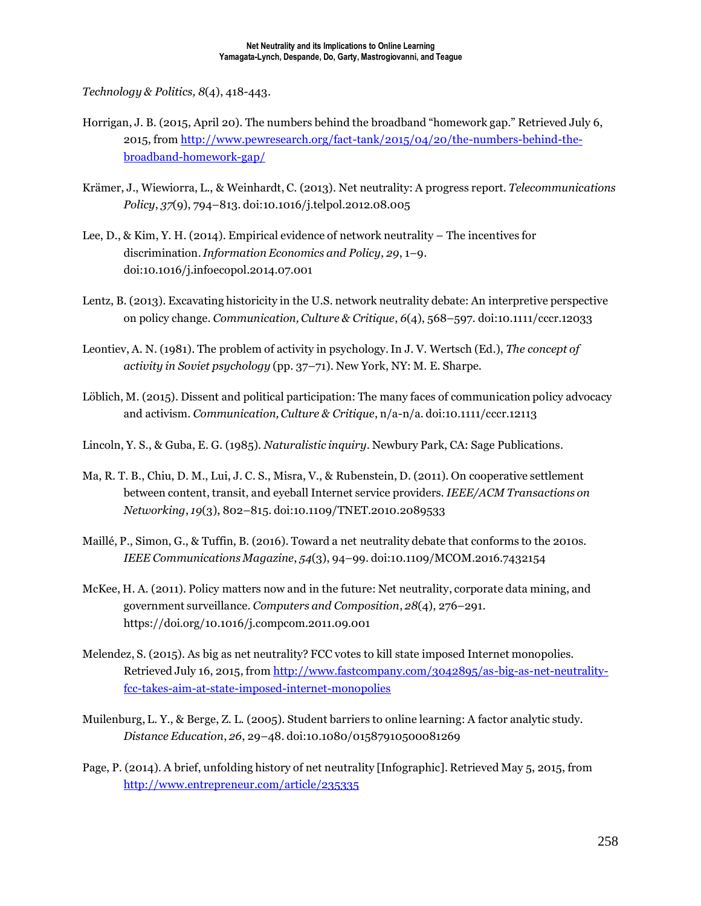*Technology & Politics, 8*(4), 418-443.

Horrigan, J. B. (2015, April 20). The numbers behind the broadband "homework gap." Retrieved July 6, 2015, from http://www.pewresearch.org/fact-tank/2015/04/20/the-numbers-behind-the-broadband-homework-gap/

Krämer, J., Wiewiorra, L., & Weinhardt, C. (2013). Net neutrality: A progress report. *Telecommunications Policy*, *37*(9), 794–813. doi:10.1016/j.telpol.2012.08.005

Lee, D., & Kim, Y. H. (2014). Empirical evidence of network neutrality – The incentives for discrimination. *Information Economics and Policy*, *29*, 1–9. doi:10.1016/j.infoecopol.2014.07.001

Lentz, B. (2013). Excavating historicity in the U.S. network neutrality debate: An interpretive perspective on policy change. *Communication, Culture & Critique*, *6*(4), 568–597. doi:10.1111/cccr.12033

Leontiev, A. N. (1981). The problem of activity in psychology. In J. V. Wertsch (Ed.), *The concept of activity in Soviet psychology* (pp. 37–71). New York, NY: M. E. Sharpe.

Löblich, M. (2015). Dissent and political participation: The many faces of communication policy advocacy and activism. *Communication, Culture & Critique*, n/a-n/a. doi:10.1111/cccr.12113

Lincoln, Y. S., & Guba, E. G. (1985). *Naturalistic inquiry*. Newbury Park, CA: Sage Publications.

Ma, R. T. B., Chiu, D. M., Lui, J. C. S., Misra, V., & Rubenstein, D. (2011). On cooperative settlement between content, transit, and eyeball Internet service providers. *IEEE/ACM Transactions on Networking*, *19*(3), 802–815. doi:10.1109/TNET.2010.2089533

Maillé, P., Simon, G., & Tuffin, B. (2016). Toward a net neutrality debate that conforms to the 2010s. *IEEE Communications Magazine*, *54*(3), 94–99. doi:10.1109/MCOM.2016.7432154

McKee, H. A. (2011). Policy matters now and in the future: Net neutrality, corporate data mining, and government surveillance. *Computers and Composition*, *28*(4), 276–291. https://doi.org/10.1016/j.compcom.2011.09.001

Melendez, S. (2015). As big as net neutrality? FCC votes to kill state imposed Internet monopolies. Retrieved July 16, 2015, from http://www.fastcompany.com/3042895/as-big-as-net-neutrality-fcc-takes-aim-at-state-imposed-internet-monopolies

Muilenburg, L. Y., & Berge, Z. L. (2005). Student barriers to online learning: A factor analytic study. *Distance Education*, *26*, 29–48. doi:10.1080/01587910500081269

Page, P. (2014). A brief, unfolding history of net neutrality [Infographic]. Retrieved May 5, 2015, from http://www.entrepreneur.com/article/235335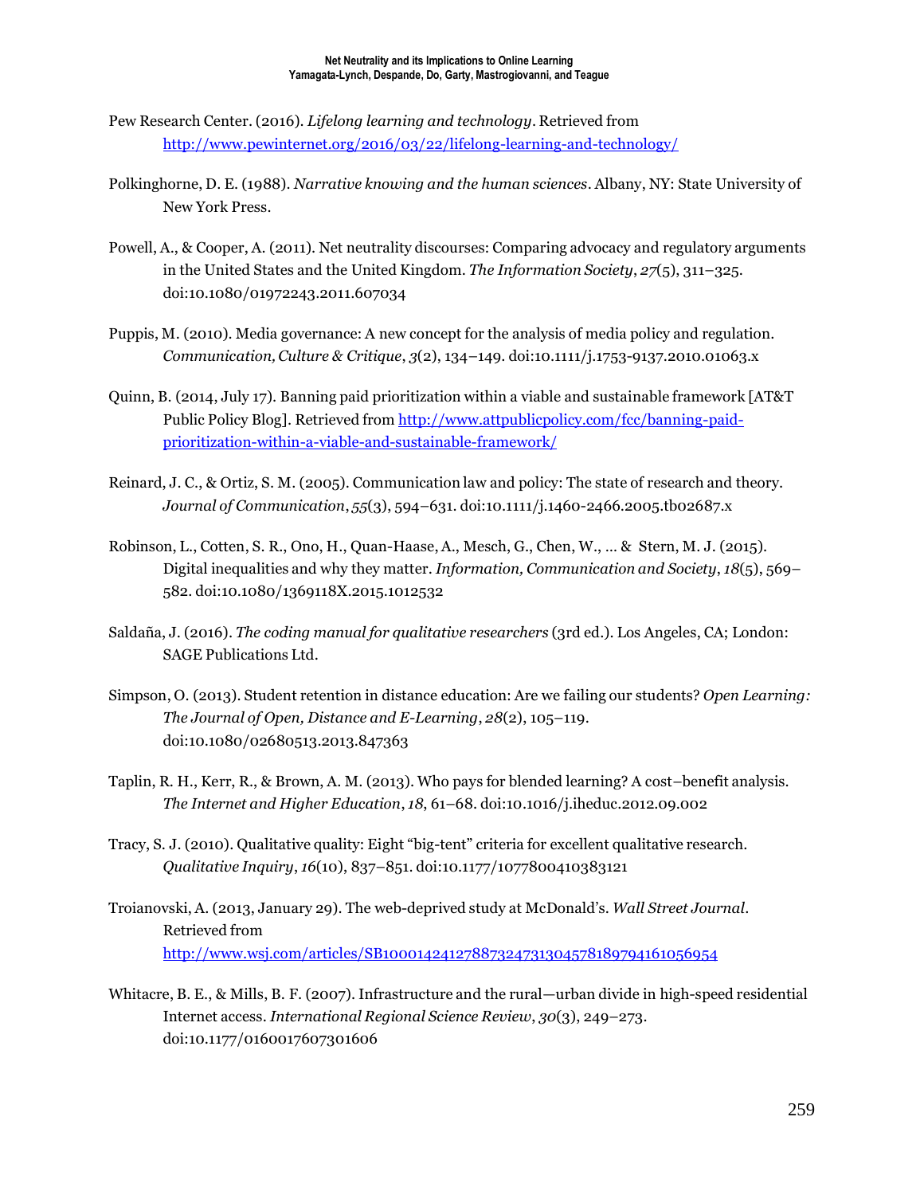Pew Research Center. (2016). *Lifelong learning and technology*. Retrieved from http://www.pewinternet.org/2016/03/22/lifelong-learning-and-technology/

Polkinghorne, D. E. (1988). *Narrative knowing and the human sciences*. Albany, NY: State University of New York Press.

Powell, A., & Cooper, A. (2011). Net neutrality discourses: Comparing advocacy and regulatory arguments in the United States and the United Kingdom. *The Information Society*, *27*(5), 311–325. doi:10.1080/01972243.2011.607034

Puppis, M. (2010). Media governance: A new concept for the analysis of media policy and regulation. *Communication, Culture & Critique*, *3*(2), 134–149. doi:10.1111/j.1753-9137.2010.01063.x

Quinn, B. (2014, July 17). Banning paid prioritization within a viable and sustainable framework [AT&T Public Policy Blog]. Retrieved from http://www.attpublicpolicy.com/fcc/banning-paid-prioritization-within-a-viable-and-sustainable-framework/

Reinard, J. C., & Ortiz, S. M. (2005). Communication law and policy: The state of research and theory. *Journal of Communication*, *55*(3), 594–631. doi:10.1111/j.1460-2466.2005.tb02687.x

Robinson, L., Cotten, S. R., Ono, H., Quan-Haase, A., Mesch, G., Chen, W., … & Stern, M. J. (2015). Digital inequalities and why they matter. *Information, Communication and Society*, *18*(5), 569–582. doi:10.1080/1369118X.2015.1012532

Saldaña, J. (2016). *The coding manual for qualitative researchers* (3rd ed.). Los Angeles, CA; London: SAGE Publications Ltd.

Simpson, O. (2013). Student retention in distance education: Are we failing our students? *Open Learning: The Journal of Open, Distance and E-Learning*, *28*(2), 105–119. doi:10.1080/02680513.2013.847363

Taplin, R. H., Kerr, R., & Brown, A. M. (2013). Who pays for blended learning? A cost–benefit analysis. *The Internet and Higher Education*, *18*, 61–68. doi:10.1016/j.iheduc.2012.09.002

Tracy, S. J. (2010). Qualitative quality: Eight "big-tent" criteria for excellent qualitative research. *Qualitative Inquiry*, *16*(10), 837–851. doi:10.1177/1077800410383121

Troianovski, A. (2013, January 29). The web-deprived study at McDonald's. *Wall Street Journal*. Retrieved from http://www.wsj.com/articles/SB10001424127887324731304578189794161056954

Whitacre, B. E., & Mills, B. F. (2007). Infrastructure and the rural—urban divide in high-speed residential Internet access. *International Regional Science Review*, *30*(3), 249–273. doi:10.1177/0160017607301606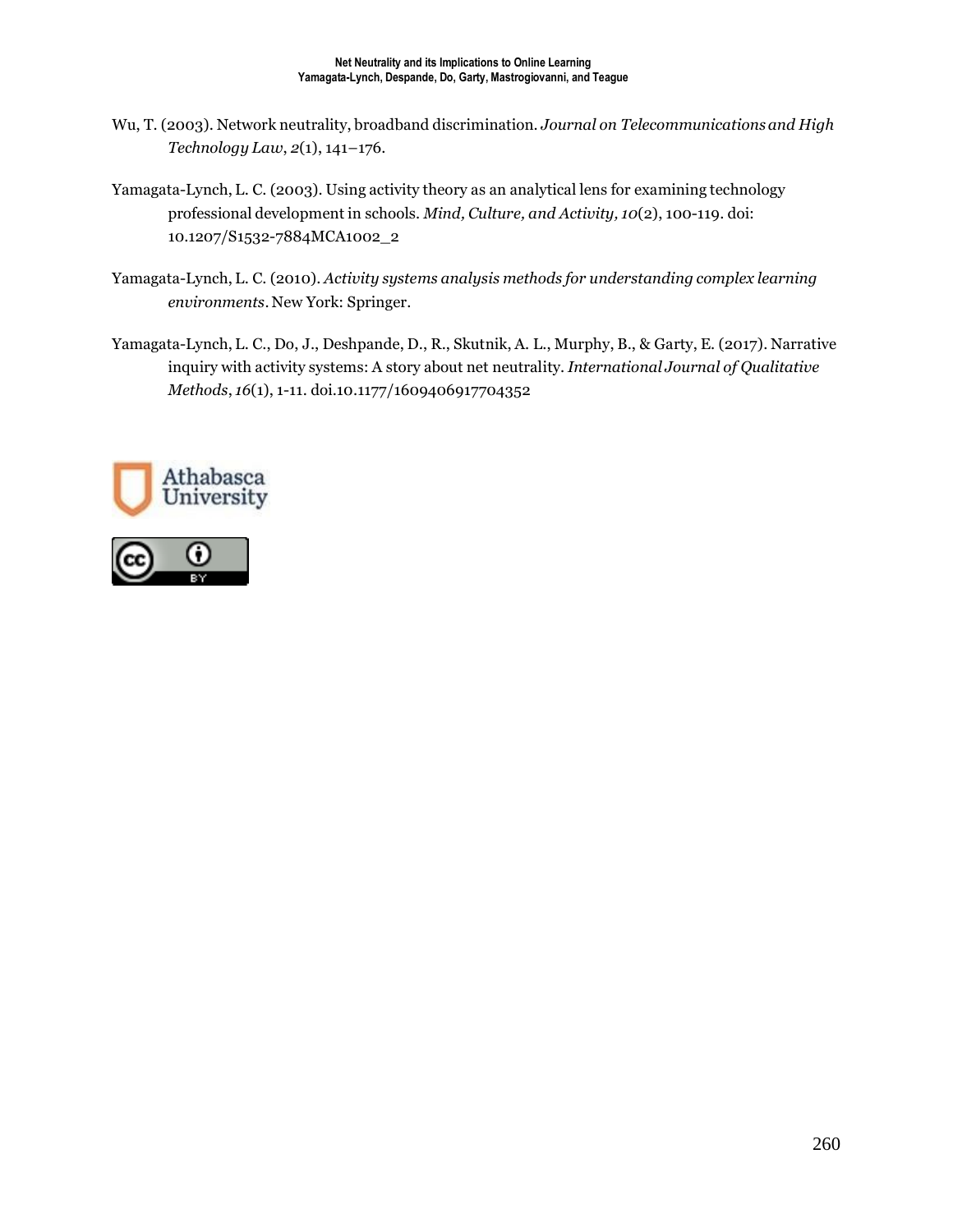Wu, T. (2003). Network neutrality, broadband discrimination. *Journal on Telecommunications and High Technology Law*, *2*(1), 141–176.

Yamagata-Lynch, L. C. (2003). Using activity theory as an analytical lens for examining technology professional development in schools. *Mind, Culture, and Activity, 10*(2), 100-119. doi: 10.1207/S1532-7884MCA1002_2

Yamagata-Lynch, L. C. (2010). *Activity systems analysis methods for understanding complex learning environments*. New York: Springer.

Yamagata-Lynch, L. C., Do, J., Deshpande, D., R., Skutnik, A. L., Murphy, B., & Garty, E. (2017). Narrative inquiry with activity systems: A story about net neutrality. *International Journal of Qualitative Methods*, *16*(1), 1-11. doi.10.1177/1609406917704352

Athabasca University